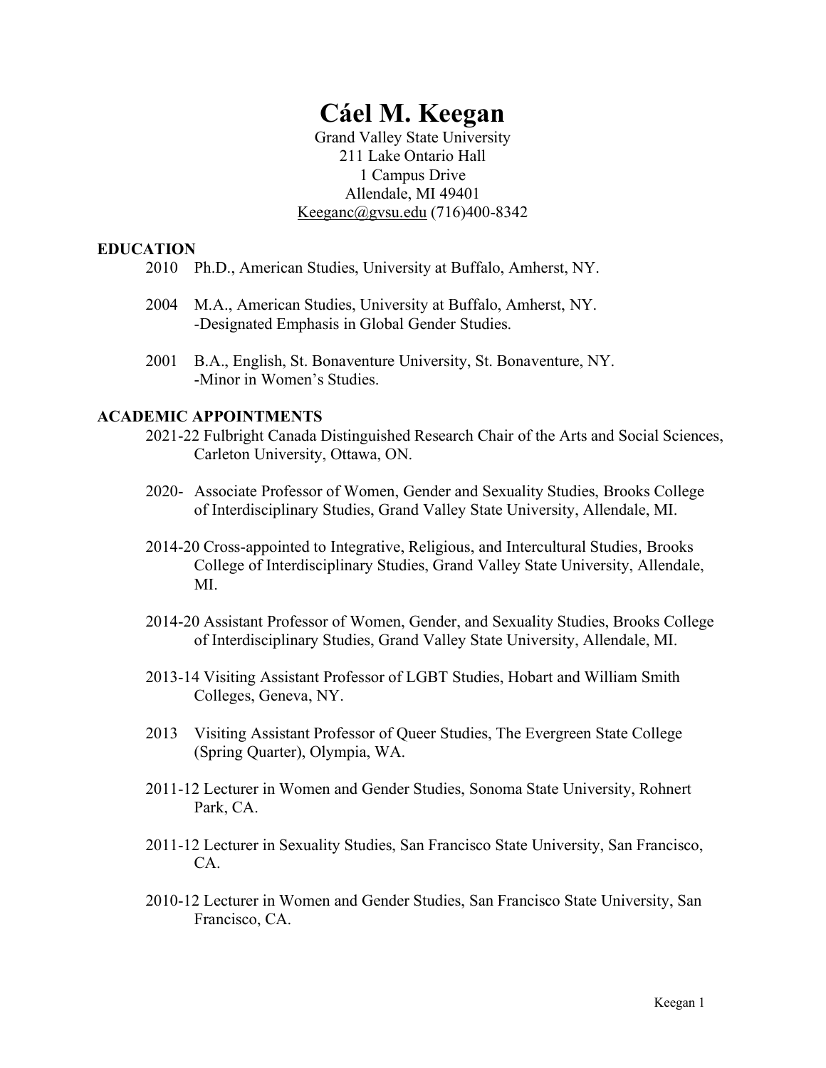# Cáel M. Keegan

Grand Valley State University
211 Lake Ontario Hall
1 Campus Drive
Allendale, MI 49401
Keeganc@gvsu.edu (716)400-8342

## EDUCATION

2010 Ph.D., American Studies, University at Buffalo, Amherst, NY.

2004 M.A., American Studies, University at Buffalo, Amherst, NY.
-Designated Emphasis in Global Gender Studies.

2001 B.A., English, St. Bonaventure University, St. Bonaventure, NY.
-Minor in Women's Studies.

## ACADEMIC APPOINTMENTS

2021-22 Fulbright Canada Distinguished Research Chair of the Arts and Social Sciences, Carleton University, Ottawa, ON.

2020- Associate Professor of Women, Gender and Sexuality Studies, Brooks College of Interdisciplinary Studies, Grand Valley State University, Allendale, MI.

2014-20 Cross-appointed to Integrative, Religious, and Intercultural Studies, Brooks College of Interdisciplinary Studies, Grand Valley State University, Allendale, MI.

2014-20 Assistant Professor of Women, Gender, and Sexuality Studies, Brooks College of Interdisciplinary Studies, Grand Valley State University, Allendale, MI.

2013-14 Visiting Assistant Professor of LGBT Studies, Hobart and William Smith Colleges, Geneva, NY.

2013 Visiting Assistant Professor of Queer Studies, The Evergreen State College (Spring Quarter), Olympia, WA.

2011-12 Lecturer in Women and Gender Studies, Sonoma State University, Rohnert Park, CA.

2011-12 Lecturer in Sexuality Studies, San Francisco State University, San Francisco, CA.

2010-12 Lecturer in Women and Gender Studies, San Francisco State University, San Francisco, CA.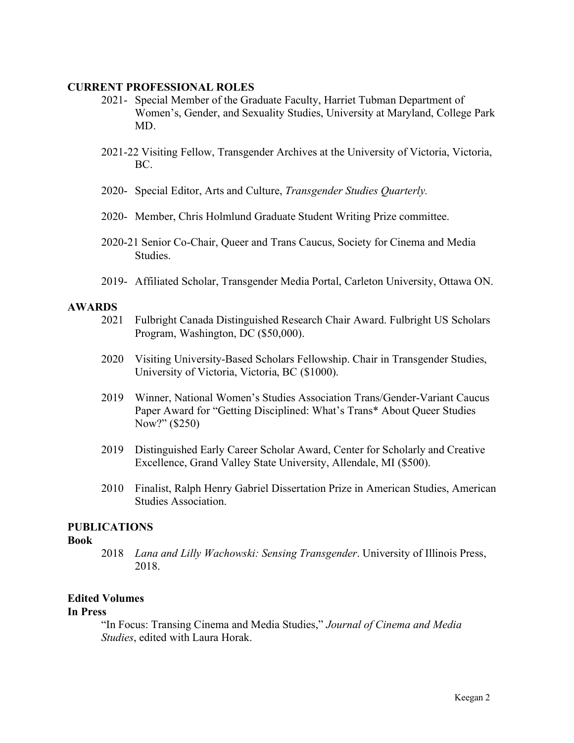## CURRENT PROFESSIONAL ROLES

- 2021- Special Member of the Graduate Faculty, Harriet Tubman Department of Women's, Gender, and Sexuality Studies, University at Maryland, College Park MD.
- 2021-22 Visiting Fellow, Transgender Archives at the University of Victoria, Victoria, BC.
- 2020- Special Editor, Arts and Culture, *Transgender Studies Quarterly.*
- 2020- Member, Chris Holmlund Graduate Student Writing Prize committee.
- 2020-21 Senior Co-Chair, Queer and Trans Caucus, Society for Cinema and Media Studies.
- 2019- Affiliated Scholar, Transgender Media Portal, Carleton University, Ottawa ON.

## AWARDS

- 2021 Fulbright Canada Distinguished Research Chair Award. Fulbright US Scholars Program, Washington, DC ($50,000).
- 2020 Visiting University-Based Scholars Fellowship. Chair in Transgender Studies, University of Victoria, Victoria, BC ($1000).
- 2019 Winner, National Women's Studies Association Trans/Gender-Variant Caucus Paper Award for "Getting Disciplined: What's Trans* About Queer Studies Now?" ($250)
- 2019 Distinguished Early Career Scholar Award, Center for Scholarly and Creative Excellence, Grand Valley State University, Allendale, MI ($500).
- 2010 Finalist, Ralph Henry Gabriel Dissertation Prize in American Studies, American Studies Association.

## PUBLICATIONS

### Book

- 2018 *Lana and Lilly Wachowski: Sensing Transgender*. University of Illinois Press, 2018.

### Edited Volumes

#### In Press

"In Focus: Transing Cinema and Media Studies," *Journal of Cinema and Media Studies*, edited with Laura Horak.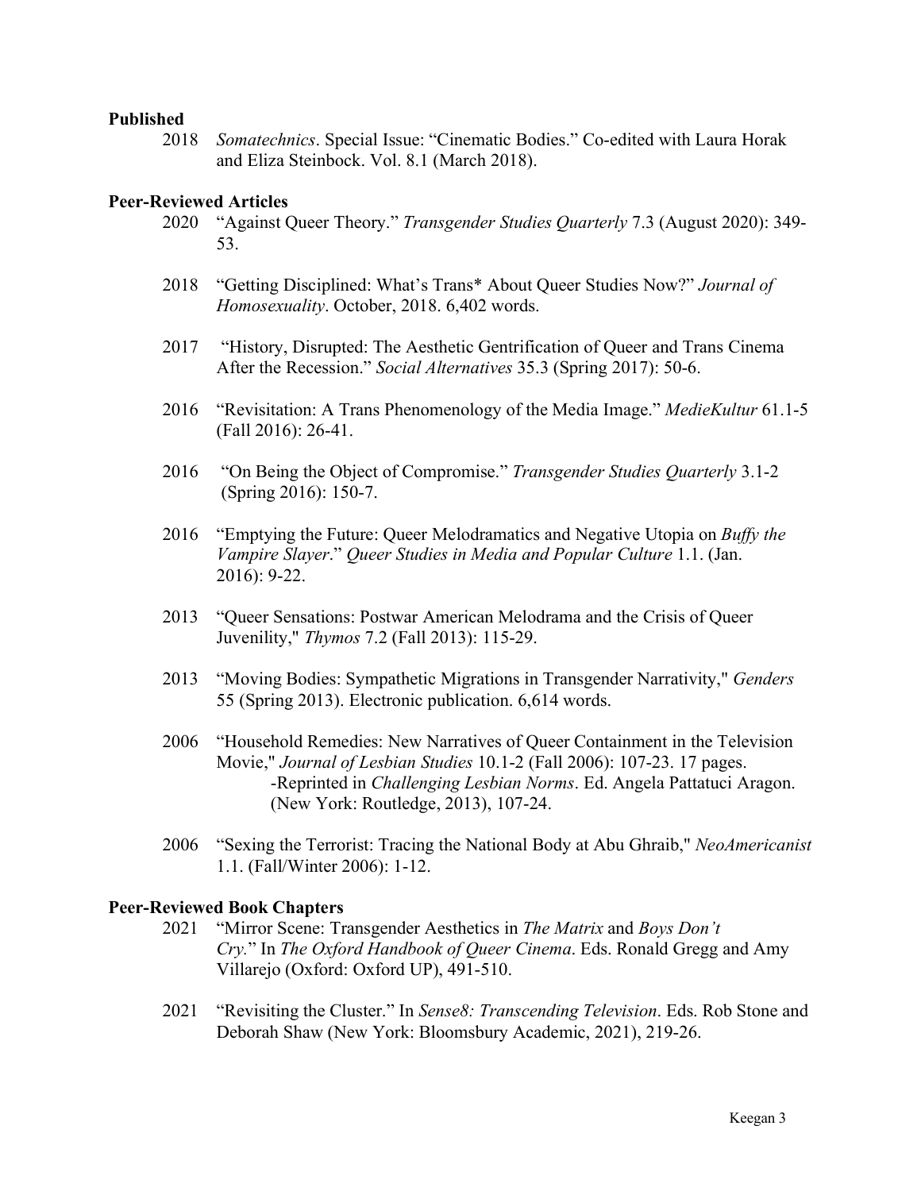**Published**

2018 *Somatechnics*. Special Issue: "Cinematic Bodies." Co-edited with Laura Horak and Eliza Steinbock. Vol. 8.1 (March 2018).

**Peer-Reviewed Articles**

2020 "Against Queer Theory." *Transgender Studies Quarterly* 7.3 (August 2020): 349-53.

2018 "Getting Disciplined: What's Trans* About Queer Studies Now?" *Journal of Homosexuality*. October, 2018. 6,402 words.

2017 "History, Disrupted: The Aesthetic Gentrification of Queer and Trans Cinema After the Recession." *Social Alternatives* 35.3 (Spring 2017): 50-6.

2016 "Revisitation: A Trans Phenomenology of the Media Image." *MedieKultur* 61.1-5 (Fall 2016): 26-41.

2016 "On Being the Object of Compromise." *Transgender Studies Quarterly* 3.1-2 (Spring 2016): 150-7.

2016 "Emptying the Future: Queer Melodramatics and Negative Utopia on *Buffy the Vampire Slayer*." *Queer Studies in Media and Popular Culture* 1.1. (Jan. 2016): 9-22.

2013 "Queer Sensations: Postwar American Melodrama and the Crisis of Queer Juvenility," *Thymos* 7.2 (Fall 2013): 115-29.

2013 "Moving Bodies: Sympathetic Migrations in Transgender Narrativity," *Genders* 55 (Spring 2013). Electronic publication. 6,614 words.

2006 "Household Remedies: New Narratives of Queer Containment in the Television Movie," *Journal of Lesbian Studies* 10.1-2 (Fall 2006): 107-23. 17 pages.
-Reprinted in *Challenging Lesbian Norms*. Ed. Angela Pattatuci Aragon. (New York: Routledge, 2013), 107-24.

2006 "Sexing the Terrorist: Tracing the National Body at Abu Ghraib," *NeoAmericanist* 1.1. (Fall/Winter 2006): 1-12.

**Peer-Reviewed Book Chapters**

2021 "Mirror Scene: Transgender Aesthetics in *The Matrix* and *Boys Don't Cry*." In *The Oxford Handbook of Queer Cinema*. Eds. Ronald Gregg and Amy Villarejo (Oxford: Oxford UP), 491-510.

2021 "Revisiting the Cluster." In *Sense8: Transcending Television*. Eds. Rob Stone and Deborah Shaw (New York: Bloomsbury Academic, 2021), 219-26.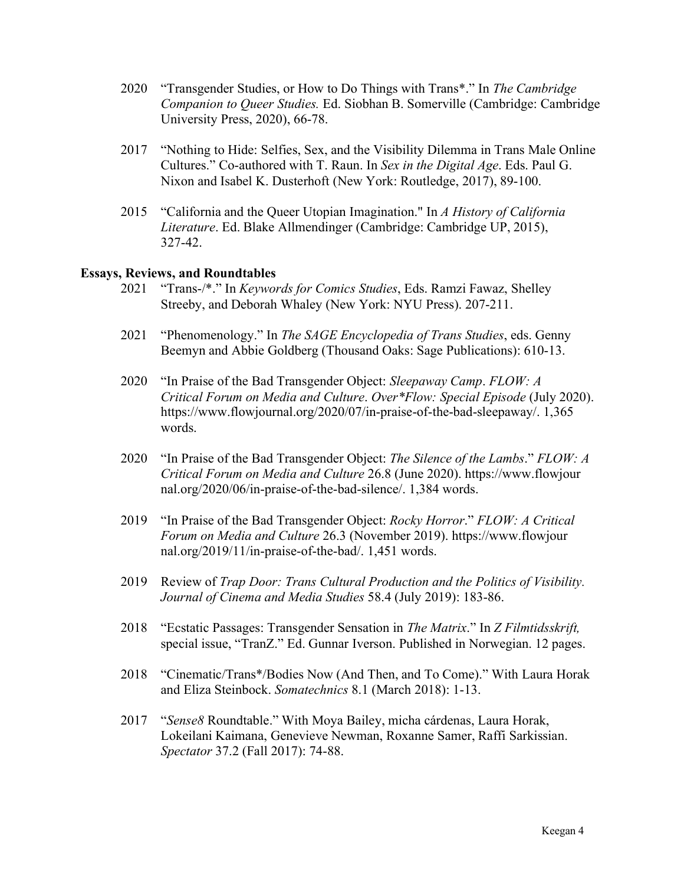2020 "Transgender Studies, or How to Do Things with Trans*." In *The Cambridge Companion to Queer Studies.* Ed. Siobhan B. Somerville (Cambridge: Cambridge University Press, 2020), 66-78.

2017 "Nothing to Hide: Selfies, Sex, and the Visibility Dilemma in Trans Male Online Cultures." Co-authored with T. Raun. In *Sex in the Digital Age*. Eds. Paul G. Nixon and Isabel K. Dusterhoft (New York: Routledge, 2017), 89-100.

2015 "California and the Queer Utopian Imagination." In *A History of California Literature*. Ed. Blake Allmendinger (Cambridge: Cambridge UP, 2015), 327-42.

**Essays, Reviews, and Roundtables**

2021 "Trans-/*." In *Keywords for Comics Studies*, Eds. Ramzi Fawaz, Shelley Streeby, and Deborah Whaley (New York: NYU Press). 207-211.

2021 "Phenomenology." In *The SAGE Encyclopedia of Trans Studies*, eds. Genny Beemyn and Abbie Goldberg (Thousand Oaks: Sage Publications): 610-13.

2020 "In Praise of the Bad Transgender Object: *Sleepaway Camp*. *FLOW: A Critical Forum on Media and Culture*. *Over*Flow: Special Episode* (July 2020). https://www.flowjournal.org/2020/07/in-praise-of-the-bad-sleepaway/. 1,365 words.

2020 "In Praise of the Bad Transgender Object: *The Silence of the Lambs*." *FLOW: A Critical Forum on Media and Culture* 26.8 (June 2020). https://www.flowjournal.org/2020/06/in-praise-of-the-bad-silence/. 1,384 words.

2019 "In Praise of the Bad Transgender Object: *Rocky Horror*." *FLOW: A Critical Forum on Media and Culture* 26.3 (November 2019). https://www.flowjournal.org/2019/11/in-praise-of-the-bad/. 1,451 words.

2019 Review of *Trap Door: Trans Cultural Production and the Politics of Visibility. Journal of Cinema and Media Studies* 58.4 (July 2019): 183-86.

2018 "Ecstatic Passages: Transgender Sensation in *The Matrix*." In *Z Filmtidsskrift,* special issue, "TranZ." Ed. Gunnar Iverson. Published in Norwegian. 12 pages.

2018 "Cinematic/Trans*/Bodies Now (And Then, and To Come)." With Laura Horak and Eliza Steinbock. *Somatechnics* 8.1 (March 2018): 1-13.

2017 "*Sense8* Roundtable." With Moya Bailey, micha cárdenas, Laura Horak, Lokeilani Kaimana, Genevieve Newman, Roxanne Samer, Raffi Sarkissian. *Spectator* 37.2 (Fall 2017): 74-88.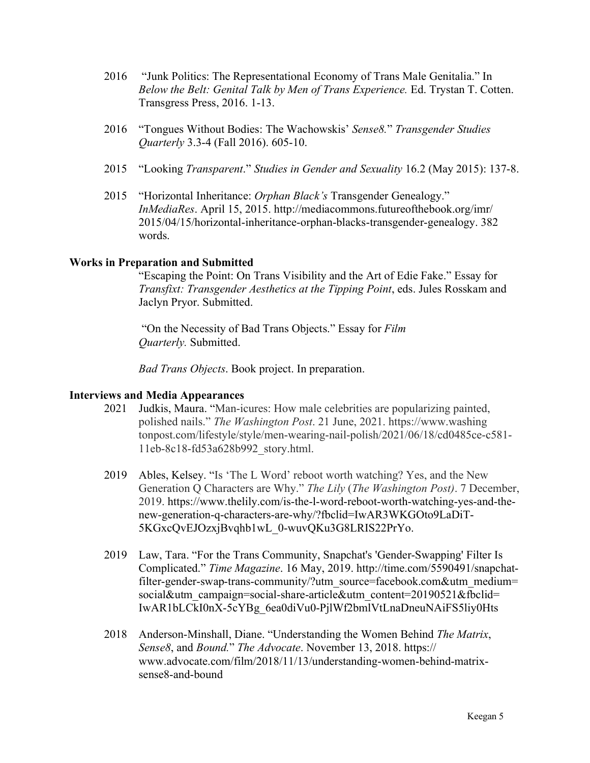2016 "Junk Politics: The Representational Economy of Trans Male Genitalia." In *Below the Belt: Genital Talk by Men of Trans Experience.* Ed. Trystan T. Cotten. Transgress Press, 2016. 1-13.

2016 "Tongues Without Bodies: The Wachowskis' *Sense8.*" *Transgender Studies Quarterly* 3.3-4 (Fall 2016). 605-10.

2015 "Looking *Transparent*." *Studies in Gender and Sexuality* 16.2 (May 2015): 137-8.

2015 "Horizontal Inheritance: *Orphan Black's* Transgender Genealogy." *InMediaRes*. April 15, 2015. http://mediacommons.futureofthebook.org/imr/2015/04/15/horizontal-inheritance-orphan-blacks-transgender-genealogy. 382 words.

**Works in Preparation and Submitted**

"Escaping the Point: On Trans Visibility and the Art of Edie Fake." Essay for *Transfixt: Transgender Aesthetics at the Tipping Point*, eds. Jules Rosskam and Jaclyn Pryor. Submitted.

"On the Necessity of Bad Trans Objects." Essay for *Film Quarterly.* Submitted.

*Bad Trans Objects*. Book project. In preparation.

**Interviews and Media Appearances**

2021 Judkis, Maura. "Man-icures: How male celebrities are popularizing painted, polished nails." *The Washington Post*. 21 June, 2021. https://www.washingtonpost.com/lifestyle/style/men-wearing-nail-polish/2021/06/18/cd0485ce-c581-11eb-8c18-fd53a628b992_story.html.

2019 Ables, Kelsey. "Is 'The L Word' reboot worth watching? Yes, and the New Generation Q Characters are Why." *The Lily* (*The Washington Post)*. 7 December, 2019. https://www.thelily.com/is-the-l-word-reboot-worth-watching-yes-and-the-new-generation-q-characters-are-why/?fbclid=IwAR3WKGOto9LaDiT-5KGxcQvEJOzxjBvqhb1wL_0-wuvQKu3G8LRIS22PrYo.

2019 Law, Tara. "For the Trans Community, Snapchat's 'Gender-Swapping' Filter Is Complicated." *Time Magazine*. 16 May, 2019. http://time.com/5590491/snapchat-filter-gender-swap-trans-community/?utm_source=facebook.com&utm_medium=social&utm_campaign=social-share-article&utm_content=20190521&fbclid=IwAR1bLCkI0nX-5cYBg_6ea0diVu0-PjlWf2bmlVtLnaDneuNAiFS5liy0Hts

2018 Anderson-Minshall, Diane. "Understanding the Women Behind *The Matrix*, *Sense8*, and *Bound.*" *The Advocate*. November 13, 2018. https://www.advocate.com/film/2018/11/13/understanding-women-behind-matrix-sense8-and-bound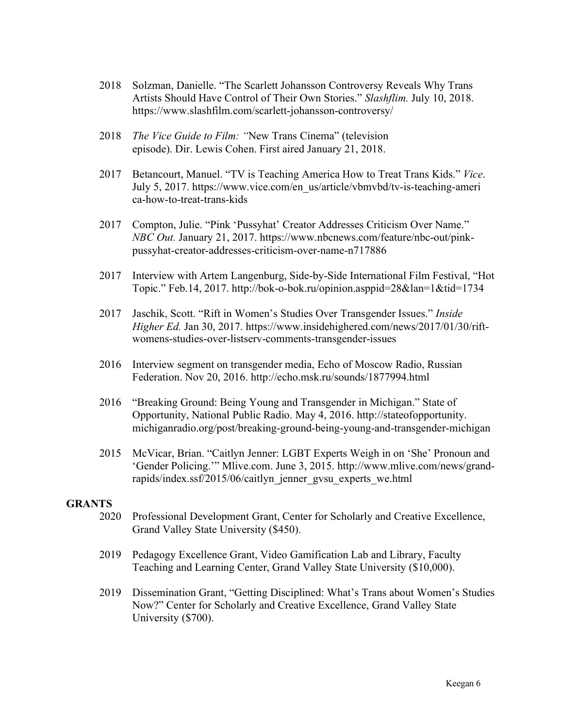2018 Solzman, Danielle. "The Scarlett Johansson Controversy Reveals Why Trans Artists Should Have Control of Their Own Stories." *Slashflim.* July 10, 2018. https://www.slashfilm.com/scarlett-johansson-controversy/

2018 *The Vice Guide to Film: "*New Trans Cinema" (television episode). Dir. Lewis Cohen. First aired January 21, 2018.

2017 Betancourt, Manuel. "TV is Teaching America How to Treat Trans Kids." *Vice*. July 5, 2017. https://www.vice.com/en_us/article/vbmvbd/tv-is-teaching-america-how-to-treat-trans-kids

2017 Compton, Julie. "Pink 'Pussyhat' Creator Addresses Criticism Over Name." *NBC Out.* January 21, 2017. https://www.nbcnews.com/feature/nbc-out/pink-pussyhat-creator-addresses-criticism-over-name-n717886

2017 Interview with Artem Langenburg, Side-by-Side International Film Festival, "Hot Topic." Feb.14, 2017. http://bok-o-bok.ru/opinion.asppid=28&lan=1&tid=1734

2017 Jaschik, Scott. "Rift in Women's Studies Over Transgender Issues." *Inside Higher Ed.* Jan 30, 2017. https://www.insidehighered.com/news/2017/01/30/rift-womens-studies-over-listserv-comments-transgender-issues

2016 Interview segment on transgender media, Echo of Moscow Radio, Russian Federation. Nov 20, 2016. http://echo.msk.ru/sounds/1877994.html

2016 "Breaking Ground: Being Young and Transgender in Michigan." State of Opportunity, National Public Radio. May 4, 2016. http://stateofopportunity.michiganradio.org/post/breaking-ground-being-young-and-transgender-michigan

2015 McVicar, Brian. "Caitlyn Jenner: LGBT Experts Weigh in on 'She' Pronoun and 'Gender Policing.'" Mlive.com. June 3, 2015. http://www.mlive.com/news/grand-rapids/index.ssf/2015/06/caitlyn_jenner_gvsu_experts_we.html

## GRANTS

2020 Professional Development Grant, Center for Scholarly and Creative Excellence, Grand Valley State University ($450).

2019 Pedagogy Excellence Grant, Video Gamification Lab and Library, Faculty Teaching and Learning Center, Grand Valley State University ($10,000).

2019 Dissemination Grant, "Getting Disciplined: What's Trans about Women's Studies Now?" Center for Scholarly and Creative Excellence, Grand Valley State University ($700).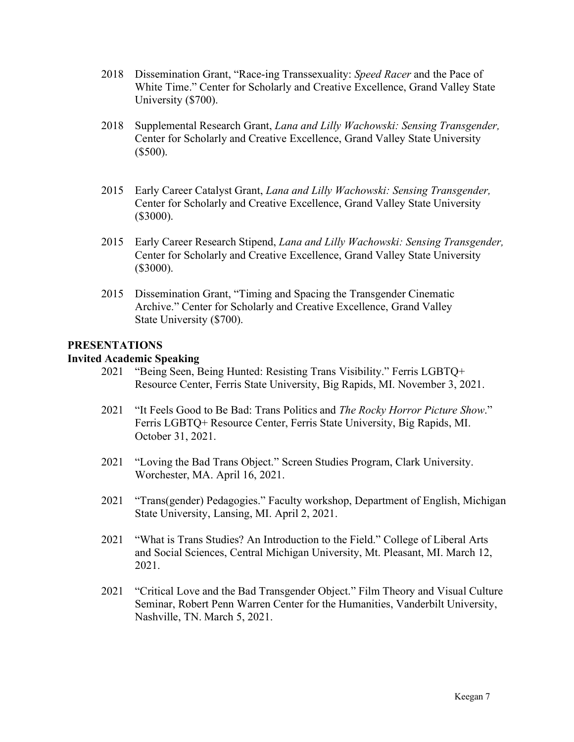2018 Dissemination Grant, "Race-ing Transsexuality: *Speed Racer* and the Pace of White Time." Center for Scholarly and Creative Excellence, Grand Valley State University ($700).

2018 Supplemental Research Grant, *Lana and Lilly Wachowski: Sensing Transgender,* Center for Scholarly and Creative Excellence, Grand Valley State University ($500).

2015 Early Career Catalyst Grant, *Lana and Lilly Wachowski: Sensing Transgender,* Center for Scholarly and Creative Excellence, Grand Valley State University ($3000).

2015 Early Career Research Stipend, *Lana and Lilly Wachowski: Sensing Transgender,* Center for Scholarly and Creative Excellence, Grand Valley State University ($3000).

2015 Dissemination Grant, "Timing and Spacing the Transgender Cinematic Archive." Center for Scholarly and Creative Excellence, Grand Valley State University ($700).

## PRESENTATIONS

### Invited Academic Speaking

2021 "Being Seen, Being Hunted: Resisting Trans Visibility." Ferris LGBTQ+ Resource Center, Ferris State University, Big Rapids, MI. November 3, 2021.

2021 "It Feels Good to Be Bad: Trans Politics and *The Rocky Horror Picture Show*." Ferris LGBTQ+ Resource Center, Ferris State University, Big Rapids, MI. October 31, 2021.

2021 "Loving the Bad Trans Object." Screen Studies Program, Clark University. Worchester, MA. April 16, 2021.

2021 "Trans(gender) Pedagogies." Faculty workshop, Department of English, Michigan State University, Lansing, MI. April 2, 2021.

2021 "What is Trans Studies? An Introduction to the Field." College of Liberal Arts and Social Sciences, Central Michigan University, Mt. Pleasant, MI. March 12, 2021.

2021 "Critical Love and the Bad Transgender Object." Film Theory and Visual Culture Seminar, Robert Penn Warren Center for the Humanities, Vanderbilt University, Nashville, TN. March 5, 2021.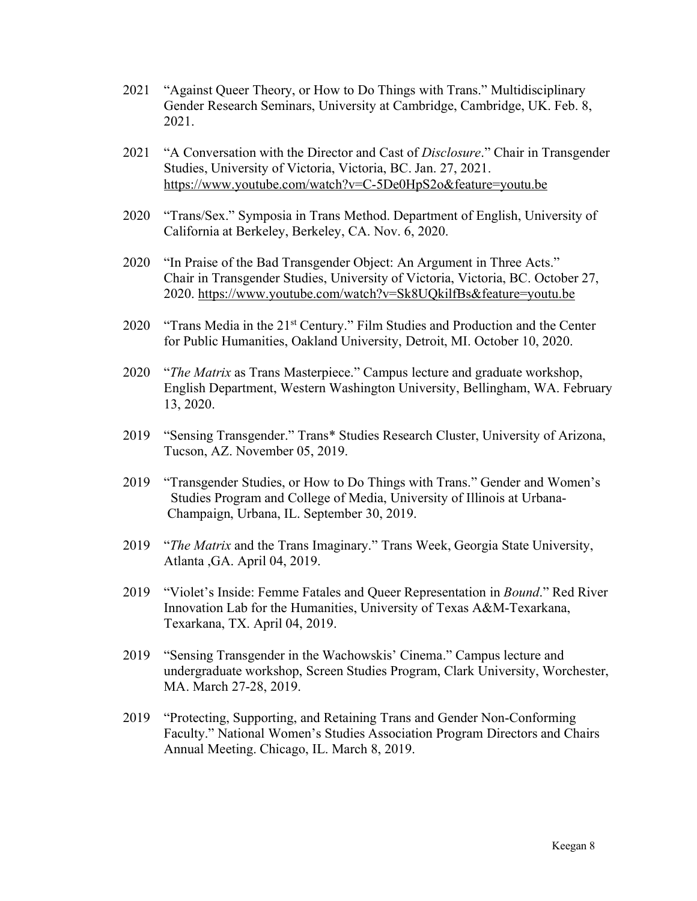2021 "Against Queer Theory, or How to Do Things with Trans." Multidisciplinary Gender Research Seminars, University at Cambridge, Cambridge, UK. Feb. 8, 2021.

2021 "A Conversation with the Director and Cast of *Disclosure*." Chair in Transgender Studies, University of Victoria, Victoria, BC. Jan. 27, 2021. https://www.youtube.com/watch?v=C-5De0HpS2o&feature=youtu.be

2020 "Trans/Sex." Symposia in Trans Method. Department of English, University of California at Berkeley, Berkeley, CA. Nov. 6, 2020.

2020 "In Praise of the Bad Transgender Object: An Argument in Three Acts." Chair in Transgender Studies, University of Victoria, Victoria, BC. October 27, 2020. https://www.youtube.com/watch?v=Sk8UQkilfBs&feature=youtu.be

2020 "Trans Media in the 21st Century." Film Studies and Production and the Center for Public Humanities, Oakland University, Detroit, MI. October 10, 2020.

2020 "*The Matrix* as Trans Masterpiece." Campus lecture and graduate workshop, English Department, Western Washington University, Bellingham, WA. February 13, 2020.

2019 "Sensing Transgender." Trans* Studies Research Cluster, University of Arizona, Tucson, AZ. November 05, 2019.

2019 "Transgender Studies, or How to Do Things with Trans." Gender and Women's Studies Program and College of Media, University of Illinois at Urbana-Champaign, Urbana, IL. September 30, 2019.

2019 "*The Matrix* and the Trans Imaginary." Trans Week, Georgia State University, Atlanta ,GA. April 04, 2019.

2019 "Violet's Inside: Femme Fatales and Queer Representation in *Bound*." Red River Innovation Lab for the Humanities, University of Texas A&M-Texarkana, Texarkana, TX. April 04, 2019.

2019 "Sensing Transgender in the Wachowskis' Cinema." Campus lecture and undergraduate workshop, Screen Studies Program, Clark University, Worchester, MA. March 27-28, 2019.

2019 "Protecting, Supporting, and Retaining Trans and Gender Non-Conforming Faculty." National Women's Studies Association Program Directors and Chairs Annual Meeting. Chicago, IL. March 8, 2019.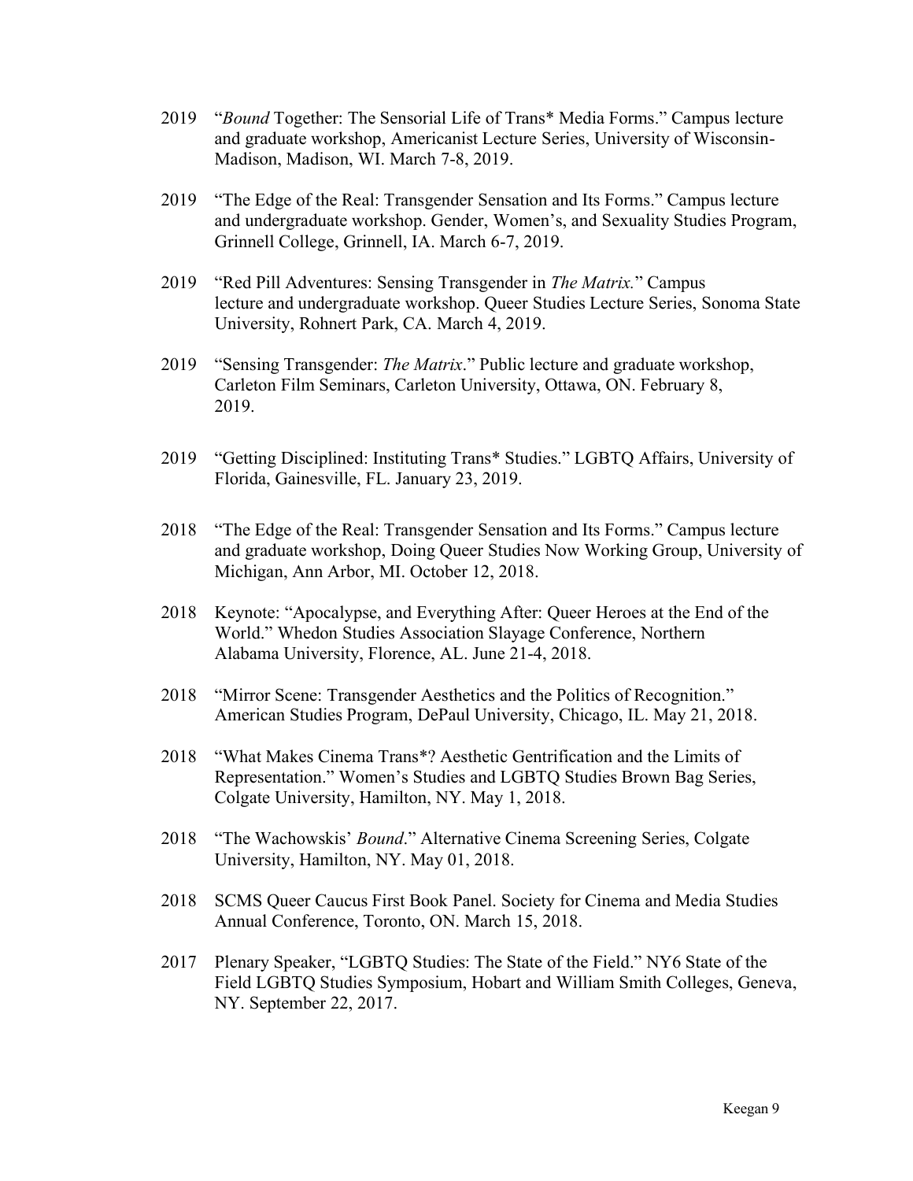2019 "*Bound* Together: The Sensorial Life of Trans* Media Forms." Campus lecture and graduate workshop, Americanist Lecture Series, University of Wisconsin-Madison, Madison, WI. March 7-8, 2019.

2019 "The Edge of the Real: Transgender Sensation and Its Forms." Campus lecture and undergraduate workshop. Gender, Women's, and Sexuality Studies Program, Grinnell College, Grinnell, IA. March 6-7, 2019.

2019 "Red Pill Adventures: Sensing Transgender in *The Matrix.*" Campus lecture and undergraduate workshop. Queer Studies Lecture Series, Sonoma State University, Rohnert Park, CA. March 4, 2019.

2019 "Sensing Transgender: *The Matrix*." Public lecture and graduate workshop, Carleton Film Seminars, Carleton University, Ottawa, ON. February 8, 2019.

2019 "Getting Disciplined: Instituting Trans* Studies." LGBTQ Affairs, University of Florida, Gainesville, FL. January 23, 2019.

2018 "The Edge of the Real: Transgender Sensation and Its Forms." Campus lecture and graduate workshop, Doing Queer Studies Now Working Group, University of Michigan, Ann Arbor, MI. October 12, 2018.

2018 Keynote: "Apocalypse, and Everything After: Queer Heroes at the End of the World." Whedon Studies Association Slayage Conference, Northern Alabama University, Florence, AL. June 21-4, 2018.

2018 "Mirror Scene: Transgender Aesthetics and the Politics of Recognition." American Studies Program, DePaul University, Chicago, IL. May 21, 2018.

2018 "What Makes Cinema Trans*? Aesthetic Gentrification and the Limits of Representation." Women's Studies and LGBTQ Studies Brown Bag Series, Colgate University, Hamilton, NY. May 1, 2018.

2018 "The Wachowskis' *Bound*." Alternative Cinema Screening Series, Colgate University, Hamilton, NY. May 01, 2018.

2018 SCMS Queer Caucus First Book Panel. Society for Cinema and Media Studies Annual Conference, Toronto, ON. March 15, 2018.

2017 Plenary Speaker, "LGBTQ Studies: The State of the Field." NY6 State of the Field LGBTQ Studies Symposium, Hobart and William Smith Colleges, Geneva, NY. September 22, 2017.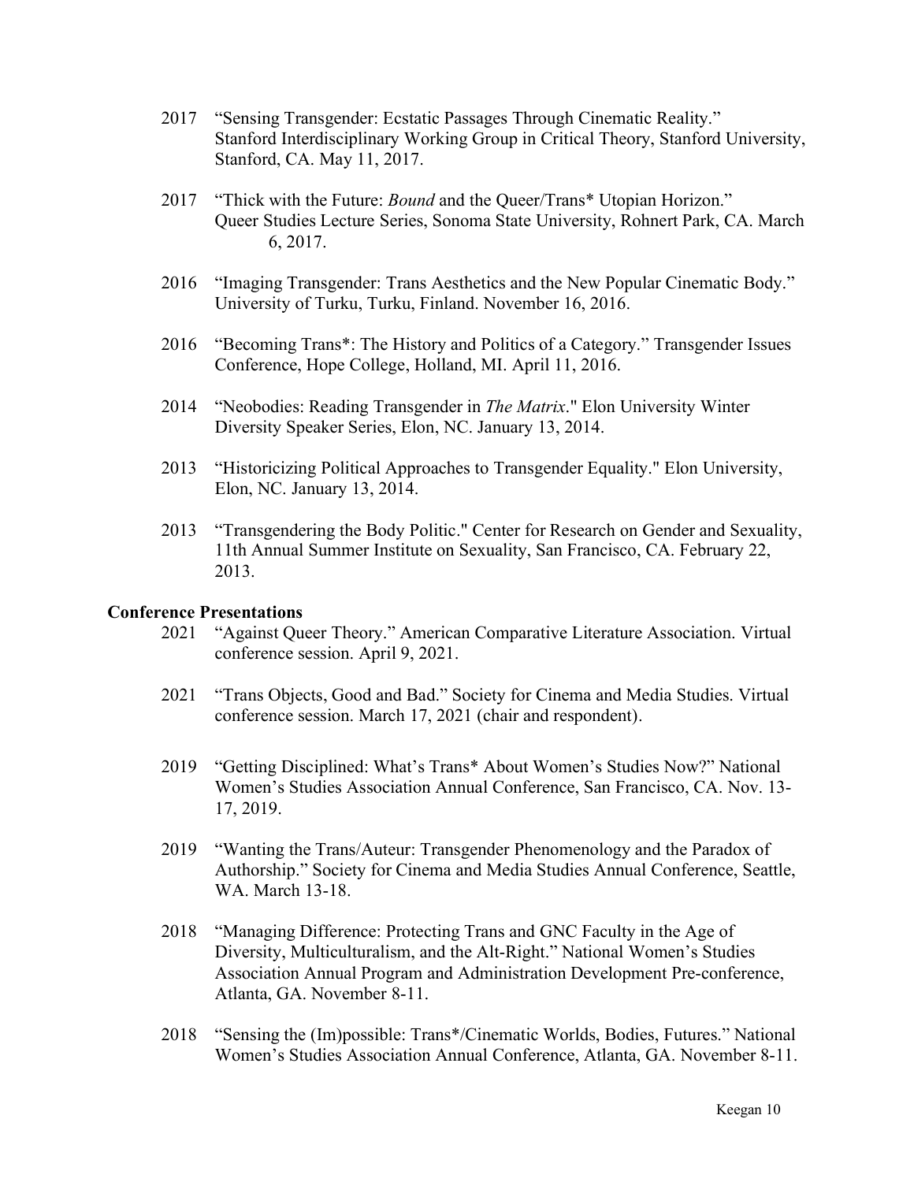2017 "Sensing Transgender: Ecstatic Passages Through Cinematic Reality." Stanford Interdisciplinary Working Group in Critical Theory, Stanford University, Stanford, CA. May 11, 2017.

2017 "Thick with the Future: *Bound* and the Queer/Trans* Utopian Horizon." Queer Studies Lecture Series, Sonoma State University, Rohnert Park, CA. March 6, 2017.

2016 "Imaging Transgender: Trans Aesthetics and the New Popular Cinematic Body." University of Turku, Turku, Finland. November 16, 2016.

2016 "Becoming Trans*: The History and Politics of a Category." Transgender Issues Conference, Hope College, Holland, MI. April 11, 2016.

2014 "Neobodies: Reading Transgender in *The Matrix*." Elon University Winter Diversity Speaker Series, Elon, NC. January 13, 2014.

2013 "Historicizing Political Approaches to Transgender Equality." Elon University, Elon, NC. January 13, 2014.

2013 "Transgendering the Body Politic." Center for Research on Gender and Sexuality, 11th Annual Summer Institute on Sexuality, San Francisco, CA. February 22, 2013.

**Conference Presentations**

2021 "Against Queer Theory." American Comparative Literature Association. Virtual conference session. April 9, 2021.

2021 "Trans Objects, Good and Bad." Society for Cinema and Media Studies. Virtual conference session. March 17, 2021 (chair and respondent).

2019 "Getting Disciplined: What's Trans* About Women's Studies Now?" National Women's Studies Association Annual Conference, San Francisco, CA. Nov. 13-17, 2019.

2019 "Wanting the Trans/Auteur: Transgender Phenomenology and the Paradox of Authorship." Society for Cinema and Media Studies Annual Conference, Seattle, WA. March 13-18.

2018 "Managing Difference: Protecting Trans and GNC Faculty in the Age of Diversity, Multiculturalism, and the Alt-Right." National Women's Studies Association Annual Program and Administration Development Pre-conference, Atlanta, GA. November 8-11.

2018 "Sensing the (Im)possible: Trans*/Cinematic Worlds, Bodies, Futures." National Women's Studies Association Annual Conference, Atlanta, GA. November 8-11.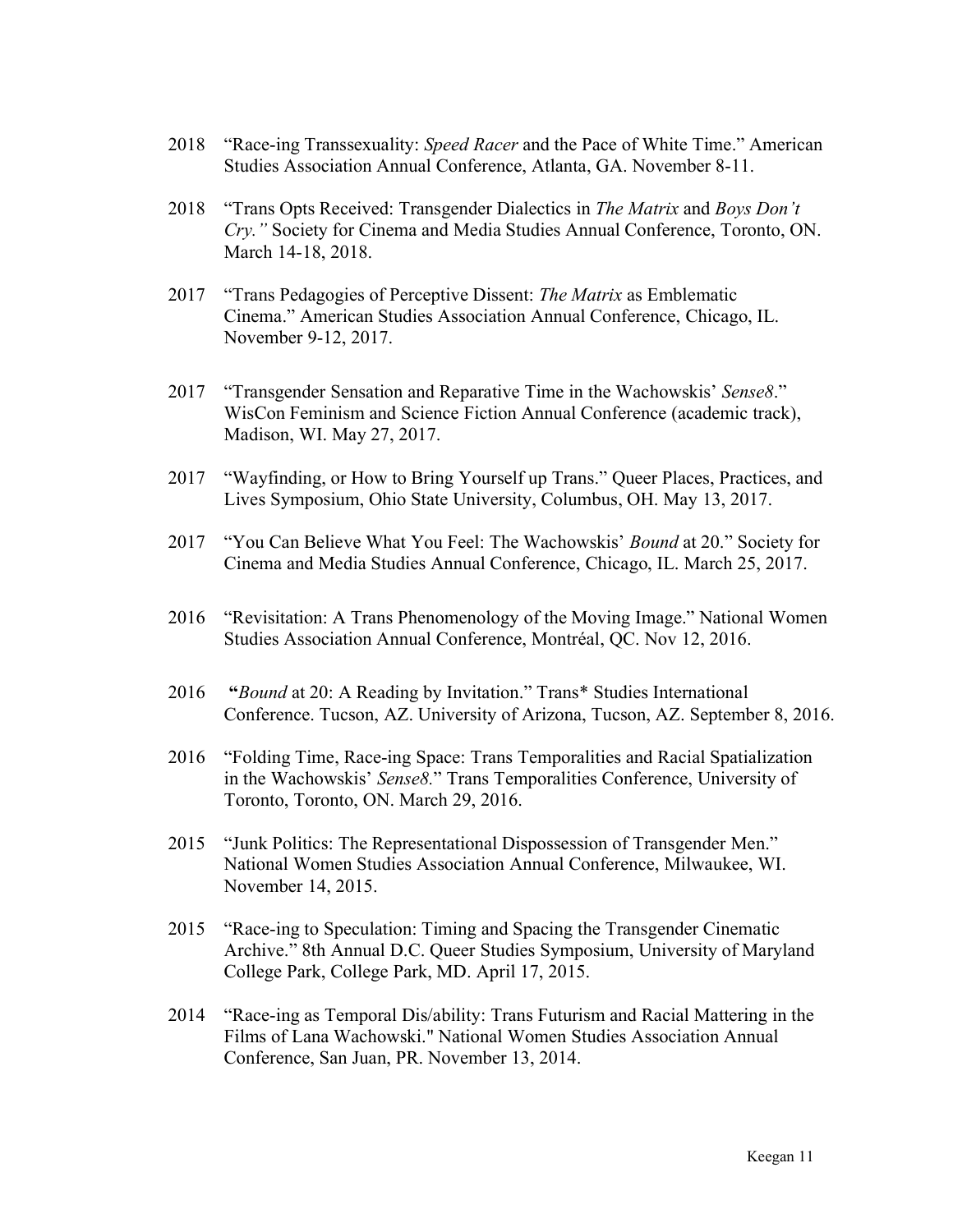2018 "Race-ing Transsexuality: *Speed Racer* and the Pace of White Time." American Studies Association Annual Conference, Atlanta, GA. November 8-11.

2018 "Trans Opts Received: Transgender Dialectics in *The Matrix* and *Boys Don't Cry."* Society for Cinema and Media Studies Annual Conference, Toronto, ON. March 14-18, 2018.

2017 "Trans Pedagogies of Perceptive Dissent: *The Matrix* as Emblematic Cinema." American Studies Association Annual Conference, Chicago, IL. November 9-12, 2017.

2017 "Transgender Sensation and Reparative Time in the Wachowskis' *Sense8*." WisCon Feminism and Science Fiction Annual Conference (academic track), Madison, WI. May 27, 2017.

2017 "Wayfinding, or How to Bring Yourself up Trans." Queer Places, Practices, and Lives Symposium, Ohio State University, Columbus, OH. May 13, 2017.

2017 "You Can Believe What You Feel: The Wachowskis' *Bound* at 20." Society for Cinema and Media Studies Annual Conference, Chicago, IL. March 25, 2017.

2016 "Revisitation: A Trans Phenomenology of the Moving Image." National Women Studies Association Annual Conference, Montréal, QC. Nov 12, 2016.

2016 **"***Bound* at 20: A Reading by Invitation." Trans* Studies International Conference. Tucson, AZ. University of Arizona, Tucson, AZ. September 8, 2016.

2016 "Folding Time, Race-ing Space: Trans Temporalities and Racial Spatialization in the Wachowskis' *Sense8.*" Trans Temporalities Conference, University of Toronto, Toronto, ON. March 29, 2016.

2015 "Junk Politics: The Representational Dispossession of Transgender Men." National Women Studies Association Annual Conference, Milwaukee, WI. November 14, 2015.

2015 "Race-ing to Speculation: Timing and Spacing the Transgender Cinematic Archive." 8th Annual D.C. Queer Studies Symposium, University of Maryland College Park, College Park, MD. April 17, 2015.

2014 "Race-ing as Temporal Dis/ability: Trans Futurism and Racial Mattering in the Films of Lana Wachowski." National Women Studies Association Annual Conference, San Juan, PR. November 13, 2014.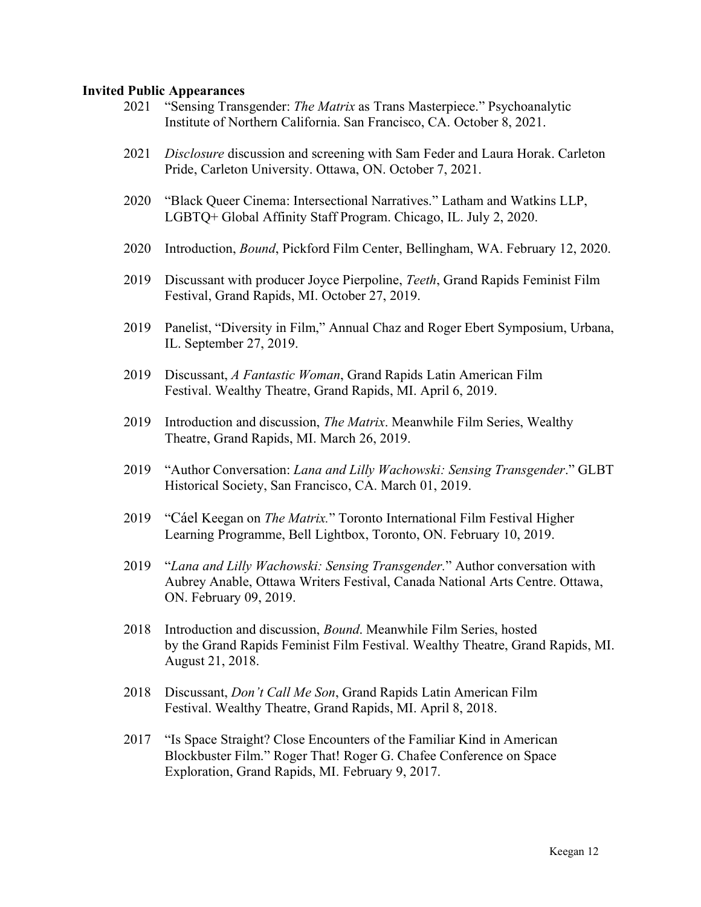**Invited Public Appearances**

2021 "Sensing Transgender: *The Matrix* as Trans Masterpiece." Psychoanalytic Institute of Northern California. San Francisco, CA. October 8, 2021.

2021 *Disclosure* discussion and screening with Sam Feder and Laura Horak. Carleton Pride, Carleton University. Ottawa, ON. October 7, 2021.

2020 "Black Queer Cinema: Intersectional Narratives." Latham and Watkins LLP, LGBTQ+ Global Affinity Staff Program. Chicago, IL. July 2, 2020.

2020 Introduction, *Bound*, Pickford Film Center, Bellingham, WA. February 12, 2020.

2019 Discussant with producer Joyce Pierpoline, *Teeth*, Grand Rapids Feminist Film Festival, Grand Rapids, MI. October 27, 2019.

2019 Panelist, "Diversity in Film," Annual Chaz and Roger Ebert Symposium, Urbana, IL. September 27, 2019.

2019 Discussant, *A Fantastic Woman*, Grand Rapids Latin American Film Festival. Wealthy Theatre, Grand Rapids, MI. April 6, 2019.

2019 Introduction and discussion, *The Matrix*. Meanwhile Film Series, Wealthy Theatre, Grand Rapids, MI. March 26, 2019.

2019 "Author Conversation: *Lana and Lilly Wachowski: Sensing Transgender*." GLBT Historical Society, San Francisco, CA. March 01, 2019.

2019 "Cáel Keegan on *The Matrix.*" Toronto International Film Festival Higher Learning Programme, Bell Lightbox, Toronto, ON. February 10, 2019.

2019 "*Lana and Lilly Wachowski: Sensing Transgender.*" Author conversation with Aubrey Anable, Ottawa Writers Festival, Canada National Arts Centre. Ottawa, ON. February 09, 2019.

2018 Introduction and discussion, *Bound*. Meanwhile Film Series, hosted by the Grand Rapids Feminist Film Festival. Wealthy Theatre, Grand Rapids, MI. August 21, 2018.

2018 Discussant, *Don't Call Me Son*, Grand Rapids Latin American Film Festival. Wealthy Theatre, Grand Rapids, MI. April 8, 2018.

2017 "Is Space Straight? Close Encounters of the Familiar Kind in American Blockbuster Film." Roger That! Roger G. Chafee Conference on Space Exploration, Grand Rapids, MI. February 9, 2017.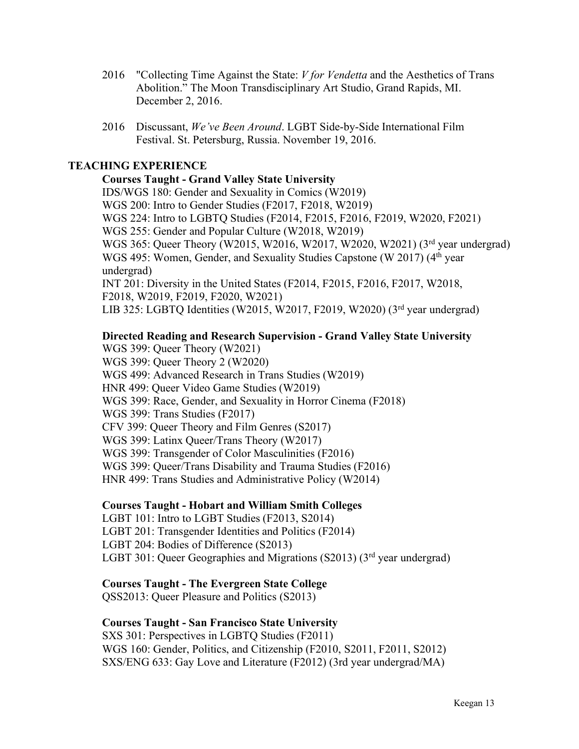2016 "Collecting Time Against the State: *V for Vendetta* and the Aesthetics of Trans Abolition." The Moon Transdisciplinary Art Studio, Grand Rapids, MI. December 2, 2016.

2016 Discussant, *We've Been Around*. LGBT Side-by-Side International Film Festival. St. Petersburg, Russia. November 19, 2016.

## TEACHING EXPERIENCE

**Courses Taught - Grand Valley State University**

IDS/WGS 180: Gender and Sexuality in Comics (W2019)
WGS 200: Intro to Gender Studies (F2017, F2018, W2019)
WGS 224: Intro to LGBTQ Studies (F2014, F2015, F2016, F2019, W2020, F2021)
WGS 255: Gender and Popular Culture (W2018, W2019)
WGS 365: Queer Theory (W2015, W2016, W2017, W2020, W2021) (3rd year undergrad)
WGS 495: Women, Gender, and Sexuality Studies Capstone (W 2017) (4th year undergrad)
INT 201: Diversity in the United States (F2014, F2015, F2016, F2017, W2018, F2018, W2019, F2019, F2020, W2021)
LIB 325: LGBTQ Identities (W2015, W2017, F2019, W2020) (3rd year undergrad)

**Directed Reading and Research Supervision - Grand Valley State University**

WGS 399: Queer Theory (W2021)
WGS 399: Queer Theory 2 (W2020)
WGS 499: Advanced Research in Trans Studies (W2019)
HNR 499: Queer Video Game Studies (W2019)
WGS 399: Race, Gender, and Sexuality in Horror Cinema (F2018)
WGS 399: Trans Studies (F2017)
CFV 399: Queer Theory and Film Genres (S2017)
WGS 399: Latinx Queer/Trans Theory (W2017)
WGS 399: Transgender of Color Masculinities (F2016)
WGS 399: Queer/Trans Disability and Trauma Studies (F2016)
HNR 499: Trans Studies and Administrative Policy (W2014)

**Courses Taught - Hobart and William Smith Colleges**

LGBT 101: Intro to LGBT Studies (F2013, S2014)
LGBT 201: Transgender Identities and Politics (F2014)
LGBT 204: Bodies of Difference (S2013)
LGBT 301: Queer Geographies and Migrations (S2013) (3rd year undergrad)

**Courses Taught - The Evergreen State College**

QSS2013: Queer Pleasure and Politics (S2013)

**Courses Taught - San Francisco State University**

SXS 301: Perspectives in LGBTQ Studies (F2011)
WGS 160: Gender, Politics, and Citizenship (F2010, S2011, F2011, S2012)
SXS/ENG 633: Gay Love and Literature (F2012) (3rd year undergrad/MA)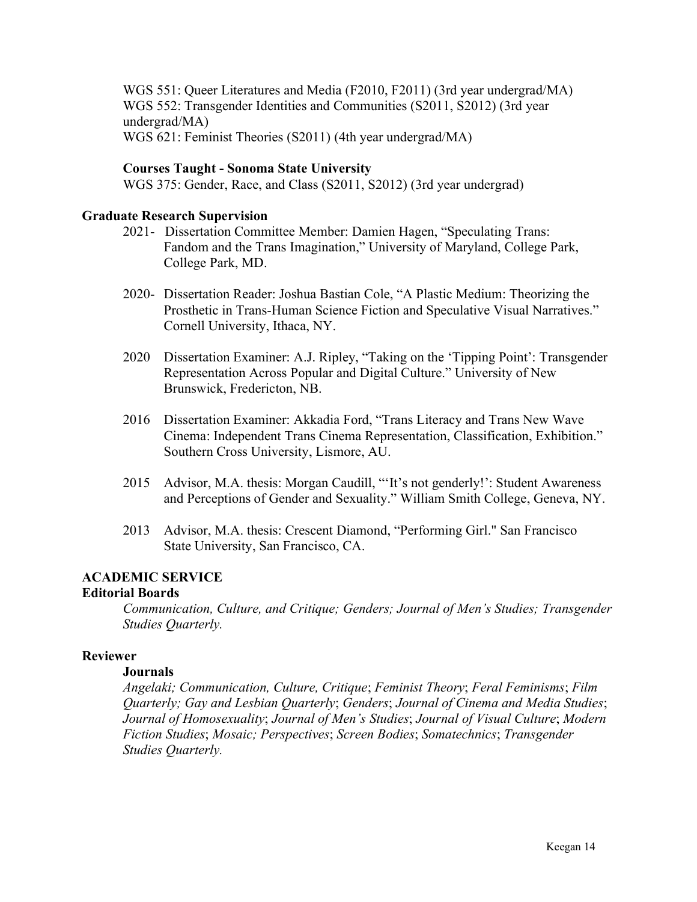WGS 551: Queer Literatures and Media (F2010, F2011) (3rd year undergrad/MA)
WGS 552: Transgender Identities and Communities (S2011, S2012) (3rd year undergrad/MA)
WGS 621: Feminist Theories (S2011) (4th year undergrad/MA)

**Courses Taught - Sonoma State University**
WGS 375: Gender, Race, and Class (S2011, S2012) (3rd year undergrad)

### Graduate Research Supervision

- 2021- Dissertation Committee Member: Damien Hagen, "Speculating Trans: Fandom and the Trans Imagination," University of Maryland, College Park, College Park, MD.

- 2020- Dissertation Reader: Joshua Bastian Cole, "A Plastic Medium: Theorizing the Prosthetic in Trans-Human Science Fiction and Speculative Visual Narratives." Cornell University, Ithaca, NY.

- 2020 Dissertation Examiner: A.J. Ripley, "Taking on the 'Tipping Point': Transgender Representation Across Popular and Digital Culture." University of New Brunswick, Fredericton, NB.

- 2016 Dissertation Examiner: Akkadia Ford, "Trans Literacy and Trans New Wave Cinema: Independent Trans Cinema Representation, Classification, Exhibition." Southern Cross University, Lismore, AU.

- 2015 Advisor, M.A. thesis: Morgan Caudill, "'It's not genderly!': Student Awareness and Perceptions of Gender and Sexuality." William Smith College, Geneva, NY.

- 2013 Advisor, M.A. thesis: Crescent Diamond, "Performing Girl." San Francisco State University, San Francisco, CA.

## ACADEMIC SERVICE

### Editorial Boards

*Communication, Culture, and Critique; Genders; Journal of Men's Studies; Transgender Studies Quarterly.*

### Reviewer

**Journals**

*Angelaki; Communication, Culture, Critique*; *Feminist Theory*; *Feral Feminisms*; *Film Quarterly; Gay and Lesbian Quarterly*; *Genders*; *Journal of Cinema and Media Studies*; *Journal of Homosexuality*; *Journal of Men's Studies*; *Journal of Visual Culture*; *Modern Fiction Studies*; *Mosaic; Perspectives*; *Screen Bodies*; *Somatechnics*; *Transgender Studies Quarterly.*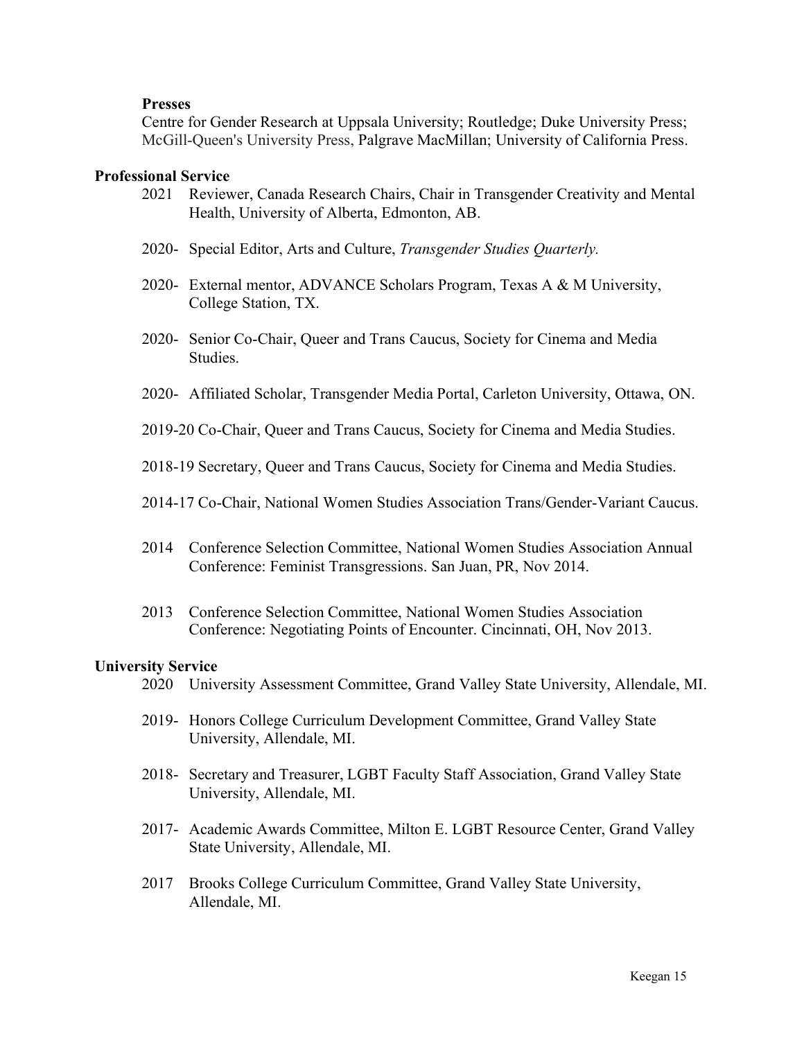**Presses**

Centre for Gender Research at Uppsala University; Routledge; Duke University Press; McGill-Queen's University Press, Palgrave MacMillan; University of California Press.

## Professional Service

2021 Reviewer, Canada Research Chairs, Chair in Transgender Creativity and Mental Health, University of Alberta, Edmonton, AB.

2020- Special Editor, Arts and Culture, *Transgender Studies Quarterly.*

2020- External mentor, ADVANCE Scholars Program, Texas A & M University, College Station, TX.

2020- Senior Co-Chair, Queer and Trans Caucus, Society for Cinema and Media Studies.

2020- Affiliated Scholar, Transgender Media Portal, Carleton University, Ottawa, ON.

2019-20 Co-Chair, Queer and Trans Caucus, Society for Cinema and Media Studies.

2018-19 Secretary, Queer and Trans Caucus, Society for Cinema and Media Studies.

2014-17 Co-Chair, National Women Studies Association Trans/Gender-Variant Caucus.

2014 Conference Selection Committee, National Women Studies Association Annual Conference: Feminist Transgressions. San Juan, PR, Nov 2014.

2013 Conference Selection Committee, National Women Studies Association Conference: Negotiating Points of Encounter. Cincinnati, OH, Nov 2013.

## University Service

2020 University Assessment Committee, Grand Valley State University, Allendale, MI.

2019- Honors College Curriculum Development Committee, Grand Valley State University, Allendale, MI.

2018- Secretary and Treasurer, LGBT Faculty Staff Association, Grand Valley State University, Allendale, MI.

2017- Academic Awards Committee, Milton E. LGBT Resource Center, Grand Valley State University, Allendale, MI.

2017 Brooks College Curriculum Committee, Grand Valley State University, Allendale, MI.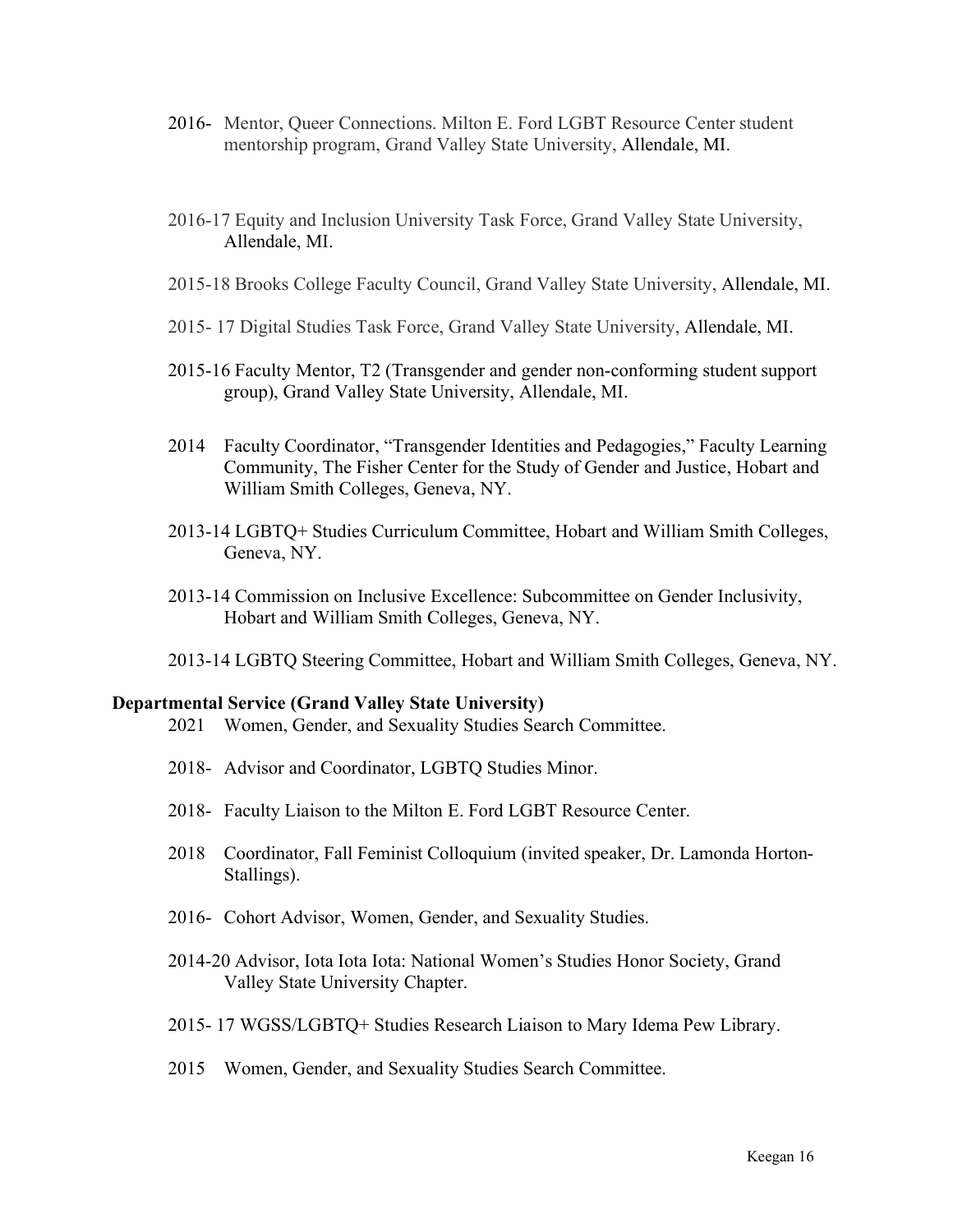2016- Mentor, Queer Connections. Milton E. Ford LGBT Resource Center student mentorship program, Grand Valley State University, Allendale, MI.

2016-17 Equity and Inclusion University Task Force, Grand Valley State University, Allendale, MI.

2015-18 Brooks College Faculty Council, Grand Valley State University, Allendale, MI.

2015- 17 Digital Studies Task Force, Grand Valley State University, Allendale, MI.

2015-16 Faculty Mentor, T2 (Transgender and gender non-conforming student support group), Grand Valley State University, Allendale, MI.

2014 Faculty Coordinator, "Transgender Identities and Pedagogies," Faculty Learning Community, The Fisher Center for the Study of Gender and Justice, Hobart and William Smith Colleges, Geneva, NY.

2013-14 LGBTQ+ Studies Curriculum Committee, Hobart and William Smith Colleges, Geneva, NY.

2013-14 Commission on Inclusive Excellence: Subcommittee on Gender Inclusivity, Hobart and William Smith Colleges, Geneva, NY.

2013-14 LGBTQ Steering Committee, Hobart and William Smith Colleges, Geneva, NY.

**Departmental Service (Grand Valley State University)**

2021 Women, Gender, and Sexuality Studies Search Committee.

2018- Advisor and Coordinator, LGBTQ Studies Minor.

2018- Faculty Liaison to the Milton E. Ford LGBT Resource Center.

2018 Coordinator, Fall Feminist Colloquium (invited speaker, Dr. Lamonda Horton-Stallings).

2016- Cohort Advisor, Women, Gender, and Sexuality Studies.

2014-20 Advisor, Iota Iota Iota: National Women's Studies Honor Society, Grand Valley State University Chapter.

2015- 17 WGSS/LGBTQ+ Studies Research Liaison to Mary Idema Pew Library.

2015 Women, Gender, and Sexuality Studies Search Committee.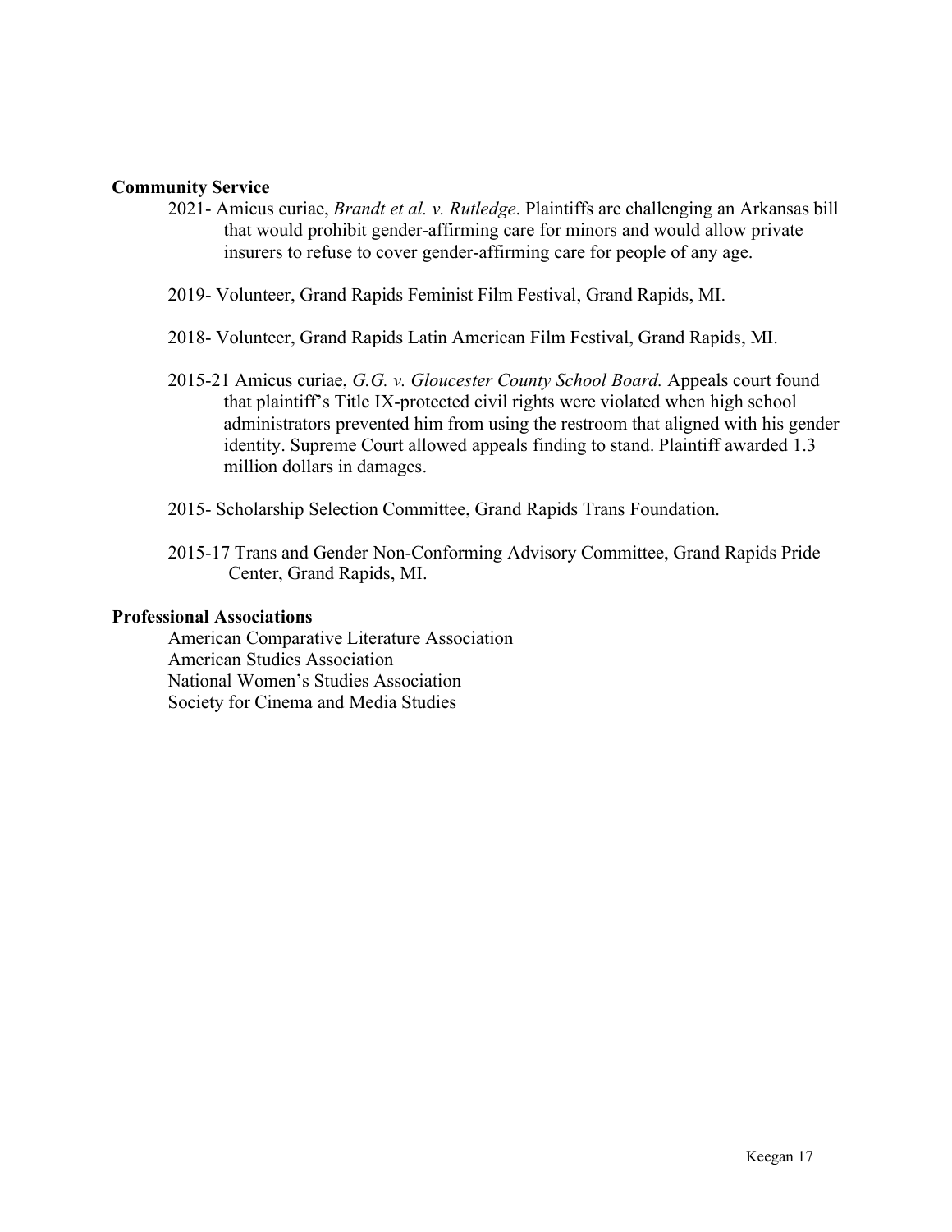**Community Service**

2021- Amicus curiae, *Brandt et al. v. Rutledge*. Plaintiffs are challenging an Arkansas bill that would prohibit gender-affirming care for minors and would allow private insurers to refuse to cover gender-affirming care for people of any age.

2019- Volunteer, Grand Rapids Feminist Film Festival, Grand Rapids, MI.

2018- Volunteer, Grand Rapids Latin American Film Festival, Grand Rapids, MI.

2015-21 Amicus curiae, *G.G. v. Gloucester County School Board.* Appeals court found that plaintiff's Title IX-protected civil rights were violated when high school administrators prevented him from using the restroom that aligned with his gender identity. Supreme Court allowed appeals finding to stand. Plaintiff awarded 1.3 million dollars in damages.

2015- Scholarship Selection Committee, Grand Rapids Trans Foundation.

2015-17 Trans and Gender Non-Conforming Advisory Committee, Grand Rapids Pride Center, Grand Rapids, MI.

**Professional Associations**

American Comparative Literature Association
American Studies Association
National Women's Studies Association
Society for Cinema and Media Studies